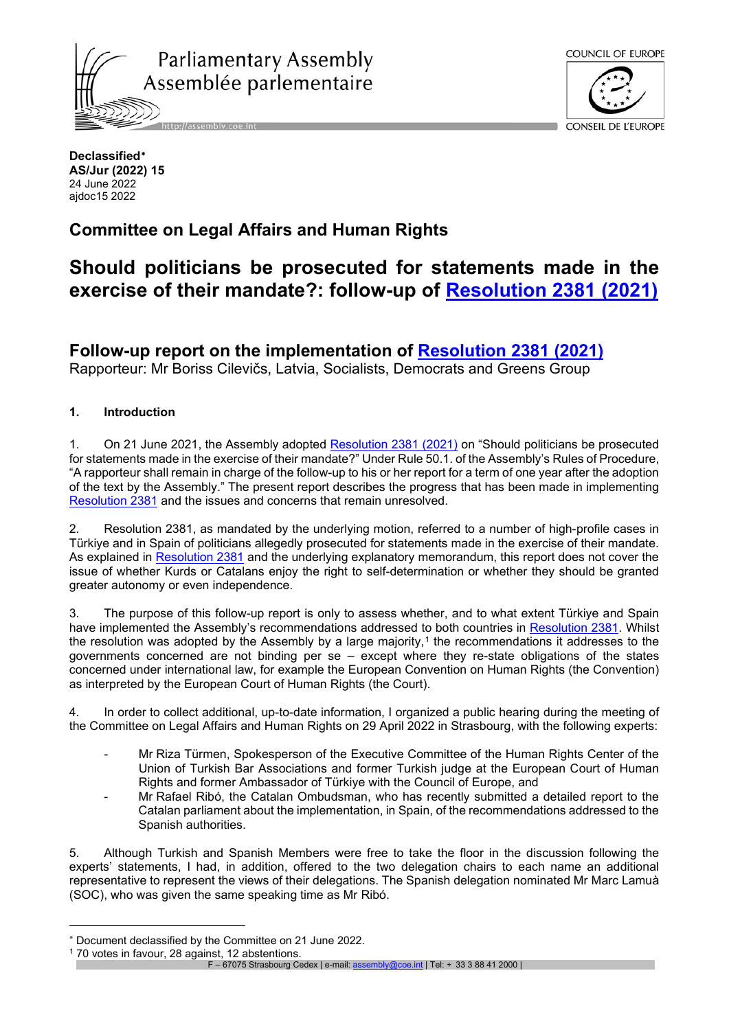Parliamentary Assembly
Assemblée parlementaire

COUNCIL OF EUROPE
CONSEIL DE L'EUROPE

**Declassified***
**AS/Jur (2022) 15**
24 June 2022
ajdoc15 2022

## Committee on Legal Affairs and Human Rights

# Should politicians be prosecuted for statements made in the exercise of their mandate?: follow-up of Resolution 2381 (2021)

## Follow-up report on the implementation of Resolution 2381 (2021)

Rapporteur: Mr Boriss Cilevičs, Latvia, Socialists, Democrats and Greens Group

### 1. Introduction

1. On 21 June 2021, the Assembly adopted Resolution 2381 (2021) on "Should politicians be prosecuted for statements made in the exercise of their mandate?" Under Rule 50.1. of the Assembly's Rules of Procedure, "A rapporteur shall remain in charge of the follow-up to his or her report for a term of one year after the adoption of the text by the Assembly." The present report describes the progress that has been made in implementing Resolution 2381 and the issues and concerns that remain unresolved.

2. Resolution 2381, as mandated by the underlying motion, referred to a number of high-profile cases in Türkiye and in Spain of politicians allegedly prosecuted for statements made in the exercise of their mandate. As explained in Resolution 2381 and the underlying explanatory memorandum, this report does not cover the issue of whether Kurds or Catalans enjoy the right to self-determination or whether they should be granted greater autonomy or even independence.

3. The purpose of this follow-up report is only to assess whether, and to what extent Türkiye and Spain have implemented the Assembly's recommendations addressed to both countries in Resolution 2381. Whilst the resolution was adopted by the Assembly by a large majority,[1] the recommendations it addresses to the governments concerned are not binding per se – except where they re-state obligations of the states concerned under international law, for example the European Convention on Human Rights (the Convention) as interpreted by the European Court of Human Rights (the Court).

4. In order to collect additional, up-to-date information, I organized a public hearing during the meeting of the Committee on Legal Affairs and Human Rights on 29 April 2022 in Strasbourg, with the following experts:

- Mr Riza Türmen, Spokesperson of the Executive Committee of the Human Rights Center of the Union of Turkish Bar Associations and former Turkish judge at the European Court of Human Rights and former Ambassador of Türkiye with the Council of Europe, and
- Mr Rafael Ribó, the Catalan Ombudsman, who has recently submitted a detailed report to the Catalan parliament about the implementation, in Spain, of the recommendations addressed to the Spanish authorities.

5. Although Turkish and Spanish Members were free to take the floor in the discussion following the experts' statements, I had, in addition, offered to the two delegation chairs to each name an additional representative to represent the views of their delegations. The Spanish delegation nominated Mr Marc Lamuà (SOC), who was given the same speaking time as Mr Ribó.

---

* Document declassified by the Committee on 21 June 2022.
[1] 70 votes in favour, 28 against, 12 abstentions.

F – 67075 Strasbourg Cedex | e-mail: assembly@coe.int | Tel: + 33 3 88 41 2000 |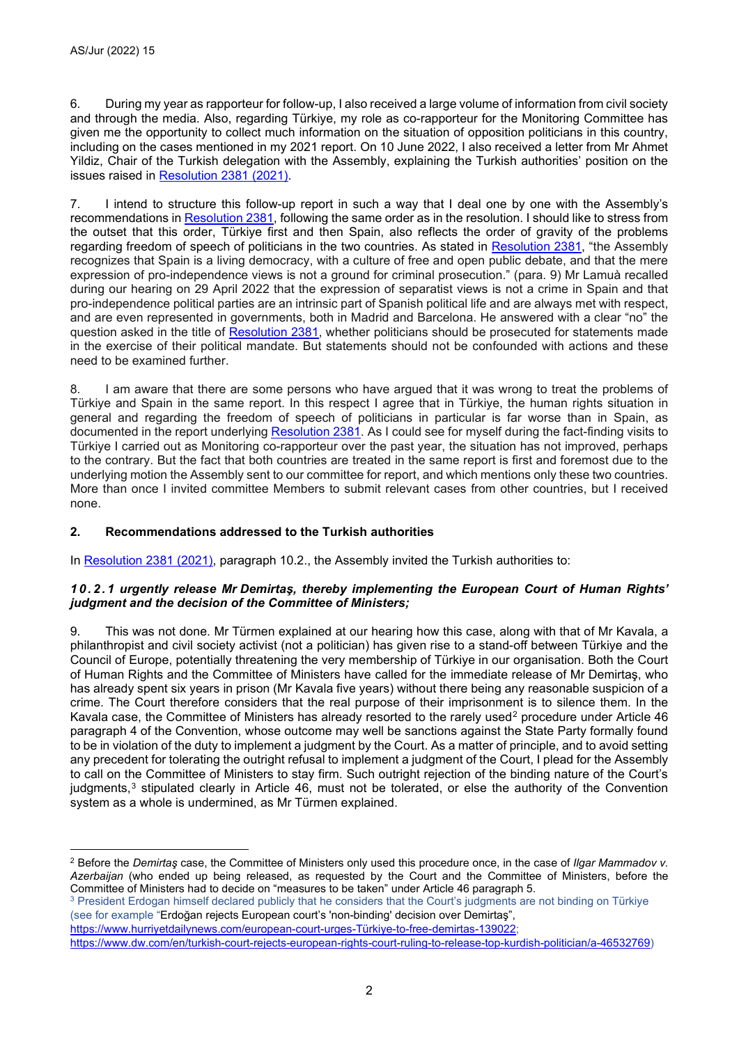6. During my year as rapporteur for follow-up, I also received a large volume of information from civil society and through the media. Also, regarding Türkiye, my role as co-rapporteur for the Monitoring Committee has given me the opportunity to collect much information on the situation of opposition politicians in this country, including on the cases mentioned in my 2021 report. On 10 June 2022, I also received a letter from Mr Ahmet Yildiz, Chair of the Turkish delegation with the Assembly, explaining the Turkish authorities' position on the issues raised in [Resolution 2381 (2021)](#).

7. I intend to structure this follow-up report in such a way that I deal one by one with the Assembly's recommendations in [Resolution 2381](#), following the same order as in the resolution. I should like to stress from the outset that this order, Türkiye first and then Spain, also reflects the order of gravity of the problems regarding freedom of speech of politicians in the two countries. As stated in [Resolution 2381](#), "the Assembly recognizes that Spain is a living democracy, with a culture of free and open public debate, and that the mere expression of pro-independence views is not a ground for criminal prosecution." (para. 9) Mr Lamuà recalled during our hearing on 29 April 2022 that the expression of separatist views is not a crime in Spain and that pro-independence political parties are an intrinsic part of Spanish political life and are always met with respect, and are even represented in governments, both in Madrid and Barcelona. He answered with a clear "no" the question asked in the title of [Resolution 2381](#), whether politicians should be prosecuted for statements made in the exercise of their political mandate. But statements should not be confounded with actions and these need to be examined further.

8. I am aware that there are some persons who have argued that it was wrong to treat the problems of Türkiye and Spain in the same report. In this respect I agree that in Türkiye, the human rights situation in general and regarding the freedom of speech of politicians in particular is far worse than in Spain, as documented in the report underlying [Resolution 2381](#). As I could see for myself during the fact-finding visits to Türkiye I carried out as Monitoring co-rapporteur over the past year, the situation has not improved, perhaps to the contrary. But the fact that both countries are treated in the same report is first and foremost due to the underlying motion the Assembly sent to our committee for report, and which mentions only these two countries. More than once I invited committee Members to submit relevant cases from other countries, but I received none.

## 2. Recommendations addressed to the Turkish authorities

In [Resolution 2381 (2021)](#), paragraph 10.2., the Assembly invited the Turkish authorities to:

### *10.2.1 urgently release Mr Demirtaş, thereby implementing the European Court of Human Rights' judgment and the decision of the Committee of Ministers;*

9. This was not done. Mr Türmen explained at our hearing how this case, along with that of Mr Kavala, a philanthropist and civil society activist (not a politician) has given rise to a stand-off between Türkiye and the Council of Europe, potentially threatening the very membership of Türkiye in our organisation. Both the Court of Human Rights and the Committee of Ministers have called for the immediate release of Mr Demirtaş, who has already spent six years in prison (Mr Kavala five years) without there being any reasonable suspicion of a crime. The Court therefore considers that the real purpose of their imprisonment is to silence them. In the Kavala case, the Committee of Ministers has already resorted to the rarely used[2] procedure under Article 46 paragraph 4 of the Convention, whose outcome may well be sanctions against the State Party formally found to be in violation of the duty to implement a judgment by the Court. As a matter of principle, and to avoid setting any precedent for tolerating the outright refusal to implement a judgment of the Court, I plead for the Assembly to call on the Committee of Ministers to stay firm. Such outright rejection of the binding nature of the Court's judgments,[3] stipulated clearly in Article 46, must not be tolerated, or else the authority of the Convention system as a whole is undermined, as Mr Türmen explained.

---

[2] Before the *Demirtaş* case, the Committee of Ministers only used this procedure once, in the case of *Ilgar Mammadov v. Azerbaijan* (who ended up being released, as requested by the Court and the Committee of Ministers, before the Committee of Ministers had to decide on "measures to be taken" under Article 46 paragraph 5.

[3] President Erdogan himself declared publicly that he considers that the Court's judgments are not binding on Türkiye (see for example "Erdoğan rejects European court's 'non-binding' decision over Demirtaş", https://www.hurriyetdailynews.com/european-court-urges-Türkiye-to-free-demirtas-139022; https://www.dw.com/en/turkish-court-rejects-european-rights-court-ruling-to-release-top-kurdish-politician/a-46532769)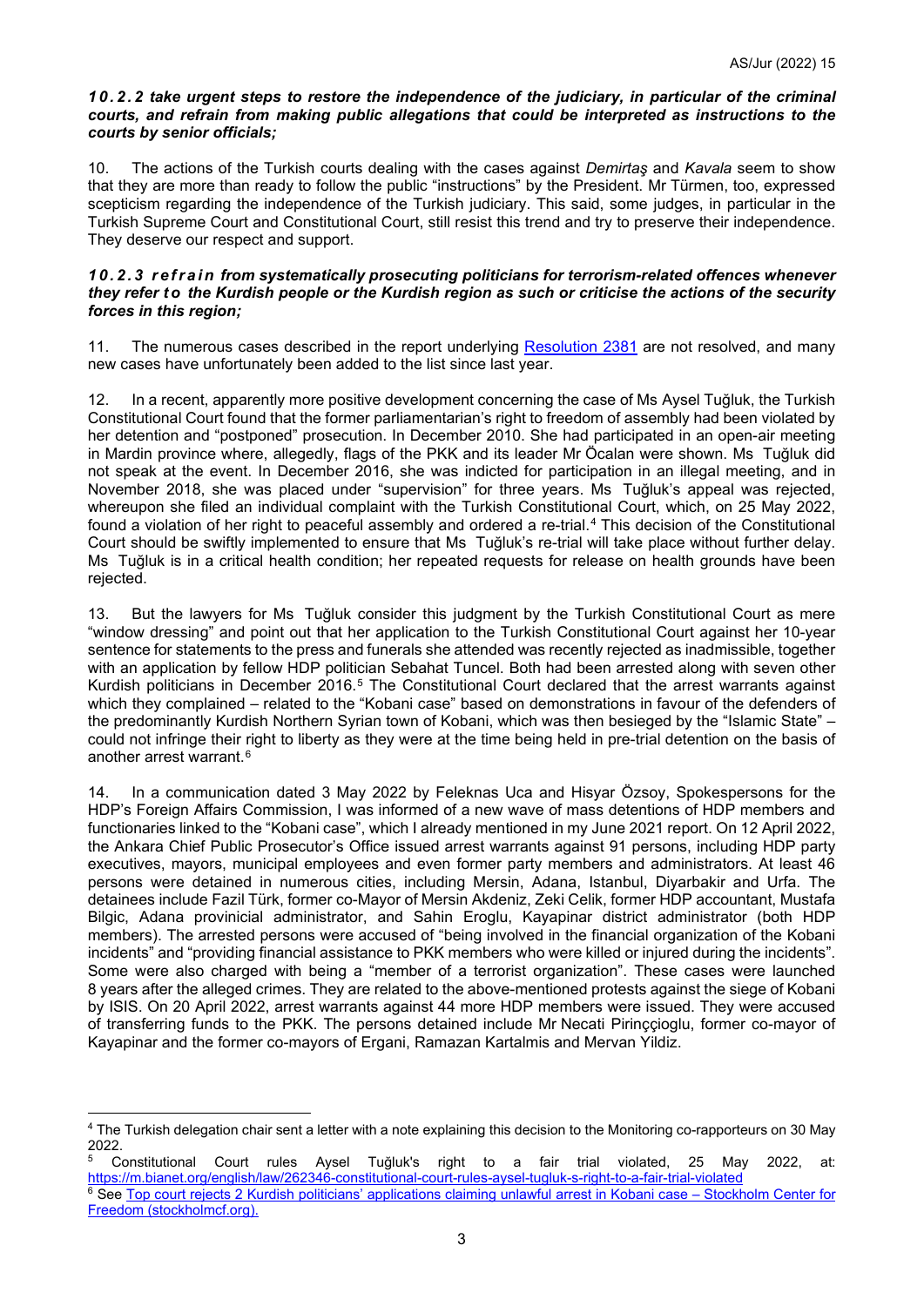***10.2.2 take urgent steps to restore the independence of the judiciary, in particular of the criminal courts, and refrain from making public allegations that could be interpreted as instructions to the courts by senior officials;***

10. The actions of the Turkish courts dealing with the cases against *Demirtaş* and *Kavala* seem to show that they are more than ready to follow the public "instructions" by the President. Mr Türmen, too, expressed scepticism regarding the independence of the Turkish judiciary. This said, some judges, in particular in the Turkish Supreme Court and Constitutional Court, still resist this trend and try to preserve their independence. They deserve our respect and support.

***10.2.3 refrain from systematically prosecuting politicians for terrorism-related offences whenever they refer to the Kurdish people or the Kurdish region as such or criticise the actions of the security forces in this region;***

11. The numerous cases described in the report underlying Resolution 2381 are not resolved, and many new cases have unfortunately been added to the list since last year.

12. In a recent, apparently more positive development concerning the case of Ms Aysel Tuğluk, the Turkish Constitutional Court found that the former parliamentarian's right to freedom of assembly had been violated by her detention and "postponed" prosecution. In December 2010. She had participated in an open-air meeting in Mardin province where, allegedly, flags of the PKK and its leader Mr Öcalan were shown. Ms Tuğluk did not speak at the event. In December 2016, she was indicted for participation in an illegal meeting, and in November 2018, she was placed under "supervision" for three years. Ms Tuğluk's appeal was rejected, whereupon she filed an individual complaint with the Turkish Constitutional Court, which, on 25 May 2022, found a violation of her right to peaceful assembly and ordered a re-trial.[4] This decision of the Constitutional Court should be swiftly implemented to ensure that Ms Tuğluk's re-trial will take place without further delay. Ms Tuğluk is in a critical health condition; her repeated requests for release on health grounds have been rejected.

13. But the lawyers for Ms Tuğluk consider this judgment by the Turkish Constitutional Court as mere "window dressing" and point out that her application to the Turkish Constitutional Court against her 10-year sentence for statements to the press and funerals she attended was recently rejected as inadmissible, together with an application by fellow HDP politician Sebahat Tuncel. Both had been arrested along with seven other Kurdish politicians in December 2016.[5] The Constitutional Court declared that the arrest warrants against which they complained – related to the "Kobani case" based on demonstrations in favour of the defenders of the predominantly Kurdish Northern Syrian town of Kobani, which was then besieged by the "Islamic State" – could not infringe their right to liberty as they were at the time being held in pre-trial detention on the basis of another arrest warrant.[6]

14. In a communication dated 3 May 2022 by Feleknas Uca and Hisyar Özsoy, Spokespersons for the HDP's Foreign Affairs Commission, I was informed of a new wave of mass detentions of HDP members and functionaries linked to the "Kobani case", which I already mentioned in my June 2021 report. On 12 April 2022, the Ankara Chief Public Prosecutor's Office issued arrest warrants against 91 persons, including HDP party executives, mayors, municipal employees and even former party members and administrators. At least 46 persons were detained in numerous cities, including Mersin, Adana, Istanbul, Diyarbakir and Urfa. The detainees include Fazil Türk, former co-Mayor of Mersin Akdeniz, Zeki Celik, former HDP accountant, Mustafa Bilgic, Adana provinicial administrator, and Sahin Eroglu, Kayapinar district administrator (both HDP members). The arrested persons were accused of "being involved in the financial organization of the Kobani incidents" and "providing financial assistance to PKK members who were killed or injured during the incidents". Some were also charged with being a "member of a terrorist organization". These cases were launched 8 years after the alleged crimes. They are related to the above-mentioned protests against the siege of Kobani by ISIS. On 20 April 2022, arrest warrants against 44 more HDP members were issued. They were accused of transferring funds to the PKK. The persons detained include Mr Necati Pirinççioglu, former co-mayor of Kayapinar and the former co-mayors of Ergani, Ramazan Kartalmis and Mervan Yildiz.

---

[4] The Turkish delegation chair sent a letter with a note explaining this decision to the Monitoring co-rapporteurs on 30 May 2022.

[5] Constitutional Court rules Aysel Tuğluk's right to a fair trial violated, 25 May 2022, at: https://m.bianet.org/english/law/262346-constitutional-court-rules-aysel-tugluk-s-right-to-a-fair-trial-violated

[6] See Top court rejects 2 Kurdish politicians' applications claiming unlawful arrest in Kobani case – Stockholm Center for Freedom (stockholmcf.org).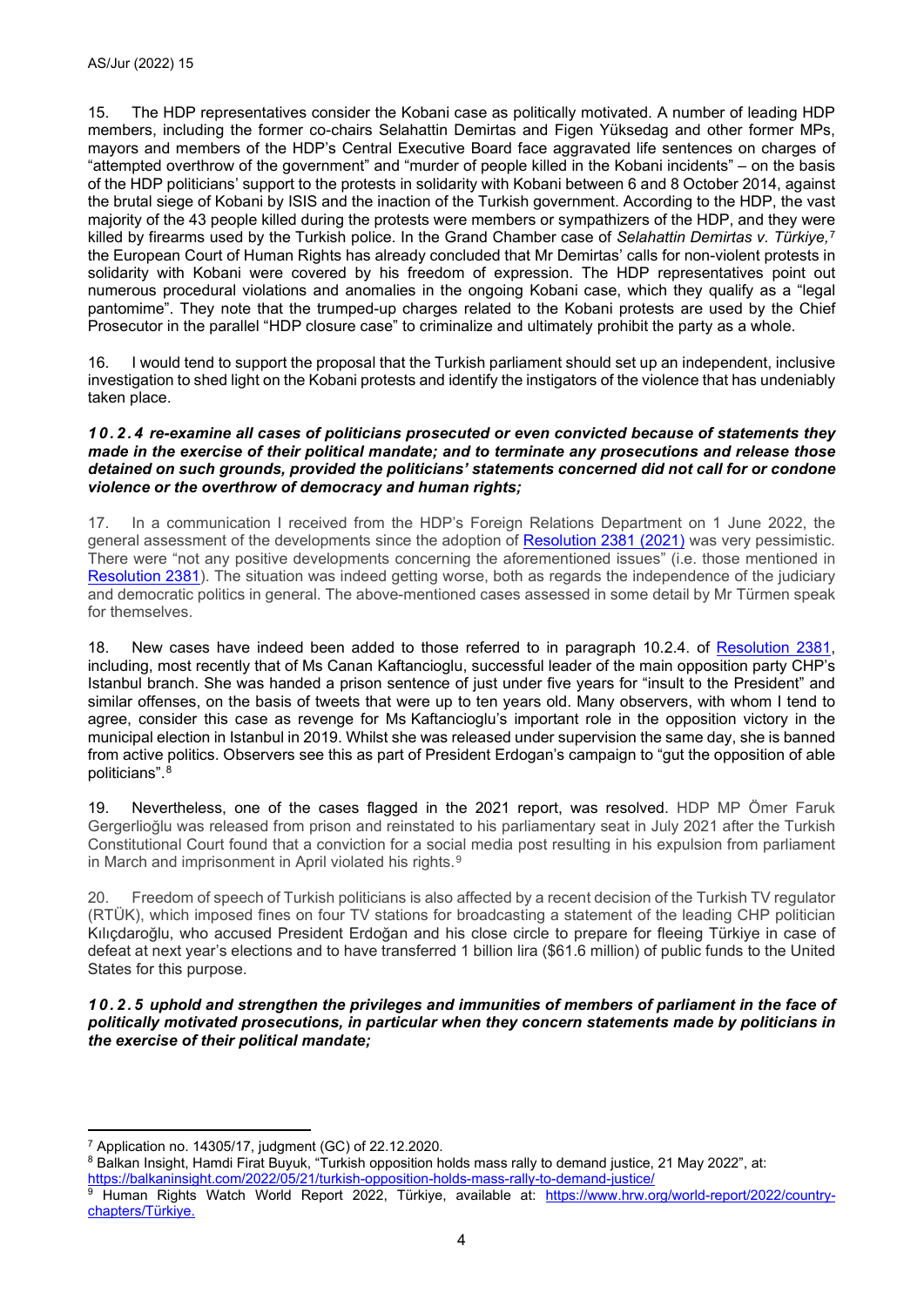15. The HDP representatives consider the Kobani case as politically motivated. A number of leading HDP members, including the former co-chairs Selahattin Demirtas and Figen Yüksedag and other former MPs, mayors and members of the HDP's Central Executive Board face aggravated life sentences on charges of "attempted overthrow of the government" and "murder of people killed in the Kobani incidents" – on the basis of the HDP politicians' support to the protests in solidarity with Kobani between 6 and 8 October 2014, against the brutal siege of Kobani by ISIS and the inaction of the Turkish government. According to the HDP, the vast majority of the 43 people killed during the protests were members or sympathizers of the HDP, and they were killed by firearms used by the Turkish police. In the Grand Chamber case of *Selahattin Demirtas v. Türkiye,*[7] the European Court of Human Rights has already concluded that Mr Demirtas' calls for non-violent protests in solidarity with Kobani were covered by his freedom of expression. The HDP representatives point out numerous procedural violations and anomalies in the ongoing Kobani case, which they qualify as a "legal pantomime". They note that the trumped-up charges related to the Kobani protests are used by the Chief Prosecutor in the parallel "HDP closure case" to criminalize and ultimately prohibit the party as a whole.

16. I would tend to support the proposal that the Turkish parliament should set up an independent, inclusive investigation to shed light on the Kobani protests and identify the instigators of the violence that has undeniably taken place.

***10.2.4 re-examine all cases of politicians prosecuted or even convicted because of statements they made in the exercise of their political mandate; and to terminate any prosecutions and release those detained on such grounds, provided the politicians' statements concerned did not call for or condone violence or the overthrow of democracy and human rights;***

17. In a communication I received from the HDP's Foreign Relations Department on 1 June 2022, the general assessment of the developments since the adoption of Resolution 2381 (2021) was very pessimistic. There were "not any positive developments concerning the aforementioned issues" (i.e. those mentioned in Resolution 2381). The situation was indeed getting worse, both as regards the independence of the judiciary and democratic politics in general. The above-mentioned cases assessed in some detail by Mr Türmen speak for themselves.

18. New cases have indeed been added to those referred to in paragraph 10.2.4. of Resolution 2381, including, most recently that of Ms Canan Kaftancioglu, successful leader of the main opposition party CHP's Istanbul branch. She was handed a prison sentence of just under five years for "insult to the President" and similar offenses, on the basis of tweets that were up to ten years old. Many observers, with whom I tend to agree, consider this case as revenge for Ms Kaftancioglu's important role in the opposition victory in the municipal election in Istanbul in 2019. Whilst she was released under supervision the same day, she is banned from active politics. Observers see this as part of President Erdogan's campaign to "gut the opposition of able politicians".[8]

19. Nevertheless, one of the cases flagged in the 2021 report, was resolved. HDP MP Ömer Faruk Gergerlioğlu was released from prison and reinstated to his parliamentary seat in July 2021 after the Turkish Constitutional Court found that a conviction for a social media post resulting in his expulsion from parliament in March and imprisonment in April violated his rights.[9]

20. Freedom of speech of Turkish politicians is also affected by a recent decision of the Turkish TV regulator (RTÜK), which imposed fines on four TV stations for broadcasting a statement of the leading CHP politician Kılıçdaroğlu, who accused President Erdoğan and his close circle to prepare for fleeing Türkiye in case of defeat at next year's elections and to have transferred 1 billion lira ($61.6 million) of public funds to the United States for this purpose.

***10.2.5 uphold and strengthen the privileges and immunities of members of parliament in the face of politically motivated prosecutions, in particular when they concern statements made by politicians in the exercise of their political mandate;***

---

[7] Application no. 14305/17, judgment (GC) of 22.12.2020.

[8] Balkan Insight, Hamdi Firat Buyuk, "Turkish opposition holds mass rally to demand justice, 21 May 2022", at: https://balkaninsight.com/2022/05/21/turkish-opposition-holds-mass-rally-to-demand-justice/

[9] Human Rights Watch World Report 2022, Türkiye, available at: https://www.hrw.org/world-report/2022/country-chapters/Türkiye.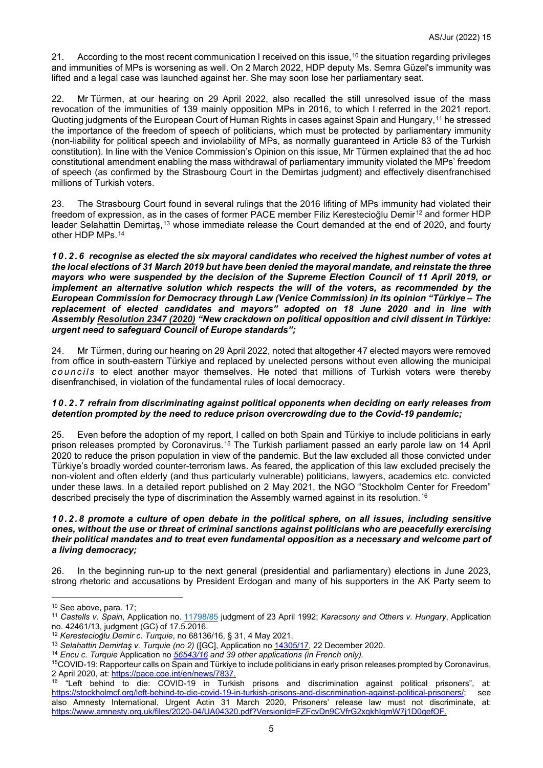21. According to the most recent communication I received on this issue,[10] the situation regarding privileges and immunities of MPs is worsening as well. On 2 March 2022, HDP deputy Ms. Semra Güzel's immunity was lifted and a legal case was launched against her. She may soon lose her parliamentary seat.

22. Mr Türmen, at our hearing on 29 April 2022, also recalled the still unresolved issue of the mass revocation of the immunities of 139 mainly opposition MPs in 2016, to which I referred in the 2021 report. Quoting judgments of the European Court of Human Rights in cases against Spain and Hungary,[11] he stressed the importance of the freedom of speech of politicians, which must be protected by parliamentary immunity (non-liability for political speech and inviolability of MPs, as normally guaranteed in Article 83 of the Turkish constitution). In line with the Venice Commission's Opinion on this issue, Mr Türmen explained that the ad hoc constitutional amendment enabling the mass withdrawal of parliamentary immunity violated the MPs' freedom of speech (as confirmed by the Strasbourg Court in the Demirtas judgment) and effectively disenfranchised millions of Turkish voters.

23. The Strasbourg Court found in several rulings that the 2016 lifiting of MPs immunity had violated their freedom of expression, as in the cases of former PACE member Filiz Kerestecioğlu Demir[12] and former HDP leader Selahattin Demirtaş,[13] whose immediate release the Court demanded at the end of 2020, and fourty other HDP MPs.[14]

***10.2.6 recognise as elected the six mayoral candidates who received the highest number of votes at the local elections of 31 March 2019 but have been denied the mayoral mandate, and reinstate the three mayors who were suspended by the decision of the Supreme Election Council of 11 April 2019, or implement an alternative solution which respects the will of the voters, as recommended by the European Commission for Democracy through Law (Venice Commission) in its opinion "Türkiye – The replacement of elected candidates and mayors" adopted on 18 June 2020 and in line with Assembly Resolution 2347 (2020) "New crackdown on political opposition and civil dissent in Türkiye: urgent need to safeguard Council of Europe standards";***

24. Mr Türmen, during our hearing on 29 April 2022, noted that altogether 47 elected mayors were removed from office in south-eastern Türkiye and replaced by unelected persons without even allowing the municipal *councils* to elect another mayor themselves. He noted that millions of Turkish voters were thereby disenfranchised, in violation of the fundamental rules of local democracy.

***10.2.7 refrain from discriminating against political opponents when deciding on early releases from detention prompted by the need to reduce prison overcrowding due to the Covid-19 pandemic;***

25. Even before the adoption of my report, I called on both Spain and Türkiye to include politicians in early prison releases prompted by Coronavirus.[15] The Turkish parliament passed an early parole law on 14 April 2020 to reduce the prison population in view of the pandemic. But the law excluded all those convicted under Türkiye's broadly worded counter-terrorism laws. As feared, the application of this law excluded precisely the non-violent and often elderly (and thus particularly vulnerable) politicians, lawyers, academics etc. convicted under these laws. In a detailed report published on 2 May 2021, the NGO "Stockholm Center for Freedom" described precisely the type of discrimination the Assembly warned against in its resolution.[16]

***10.2.8 promote a culture of open debate in the political sphere, on all issues, including sensitive ones, without the use or threat of criminal sanctions against politicians who are peacefully exercising their political mandates and to treat even fundamental opposition as a necessary and welcome part of a living democracy;***

26. In the beginning run-up to the next general (presidential and parliamentary) elections in June 2023, strong rhetoric and accusations by President Erdogan and many of his supporters in the AK Party seem to

---

[10] See above, para. 17;

[11] *Castells v. Spain*, Application no. 11798/85 judgment of 23 April 1992; *Karacsony and Others v. Hungary*, Application no. 42461/13, judgment (GC) of 17.5.2016.

[12] *Kerestecioğlu Demir c. Turquie*, no 68136/16, § 31, 4 May 2021.

[13] *Selahattin Demirtaş v. Turquie (no 2)* ([GC], Application no 14305/17, 22 December 2020.

[14] *Encu c. Turquie* Application no *56543/16 and 39 other applications (in French only).*

[15] COVID-19: Rapporteur calls on Spain and Türkiye to include politicians in early prison releases prompted by Coronavirus, 2 April 2020, at: https://pace.coe.int/en/news/7837.

[16] "Left behind to die: COVID-19 in Turkish prisons and discrimination against political prisoners", at: https://stockholmcf.org/left-behind-to-die-covid-19-in-turkish-prisons-and-discrimination-against-political-prisoners/; see also Amnesty International, Urgent Actin 31 March 2020, Prisoners' release law must not discriminate, at: https://www.amnesty.org.uk/files/2020-04/UA04320.pdf?VersionId=FZFcvDn9CVfrG2xqkhlqmW7j1D0qefOF.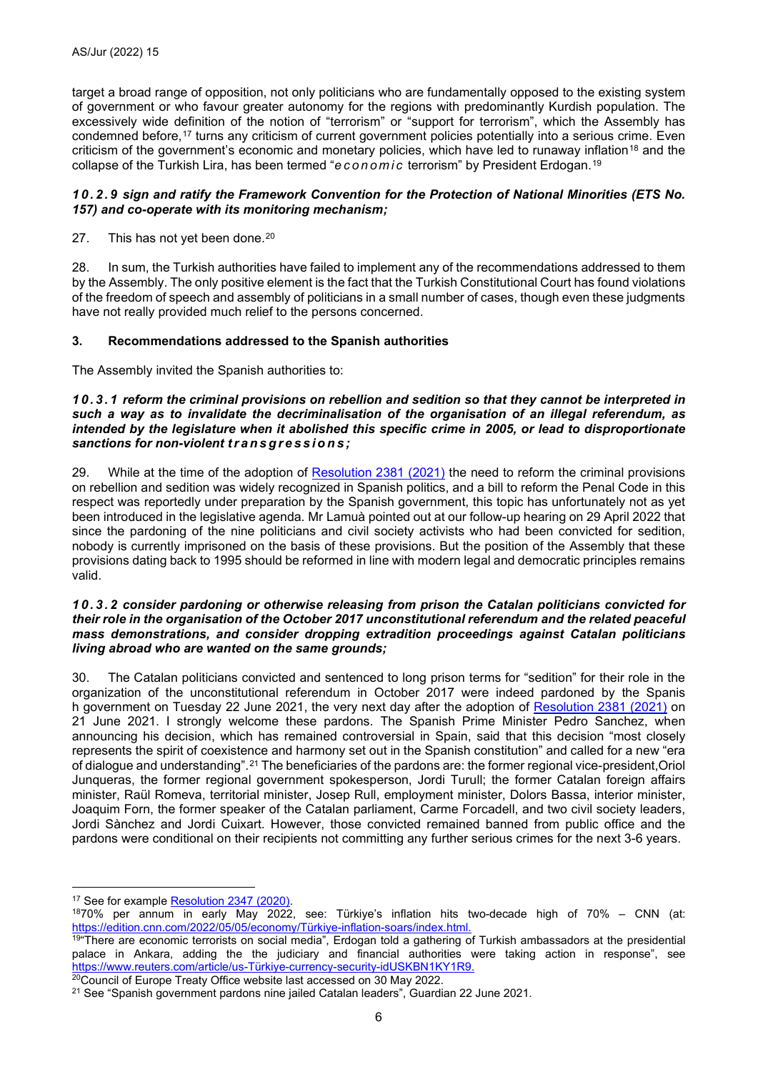target a broad range of opposition, not only politicians who are fundamentally opposed to the existing system of government or who favour greater autonomy for the regions with predominantly Kurdish population. The excessively wide definition of the notion of "terrorism" or "support for terrorism", which the Assembly has condemned before,[17] turns any criticism of current government policies potentially into a serious crime. Even criticism of the government's economic and monetary policies, which have led to runaway inflation[18] and the collapse of the Turkish Lira, has been termed "*economic* terrorism" by President Erdogan.[19]

***10.2.9 sign and ratify the Framework Convention for the Protection of National Minorities (ETS No. 157) and co-operate with its monitoring mechanism;***

27. This has not yet been done.[20]

28. In sum, the Turkish authorities have failed to implement any of the recommendations addressed to them by the Assembly. The only positive element is the fact that the Turkish Constitutional Court has found violations of the freedom of speech and assembly of politicians in a small number of cases, though even these judgments have not really provided much relief to the persons concerned.

### 3. Recommendations addressed to the Spanish authorities

The Assembly invited the Spanish authorities to:

***10.3.1 reform the criminal provisions on rebellion and sedition so that they cannot be interpreted in such a way as to invalidate the decriminalisation of the organisation of an illegal referendum, as intended by the legislature when it abolished this specific crime in 2005, or lead to disproportionate sanctions for non-violent transgressions;***

29. While at the time of the adoption of Resolution 2381 (2021) the need to reform the criminal provisions on rebellion and sedition was widely recognized in Spanish politics, and a bill to reform the Penal Code in this respect was reportedly under preparation by the Spanish government, this topic has unfortunately not as yet been introduced in the legislative agenda. Mr Lamuà pointed out at our follow-up hearing on 29 April 2022 that since the pardoning of the nine politicians and civil society activists who had been convicted for sedition, nobody is currently imprisoned on the basis of these provisions. But the position of the Assembly that these provisions dating back to 1995 should be reformed in line with modern legal and democratic principles remains valid.

***10.3.2 consider pardoning or otherwise releasing from prison the Catalan politicians convicted for their role in the organisation of the October 2017 unconstitutional referendum and the related peaceful mass demonstrations, and consider dropping extradition proceedings against Catalan politicians living abroad who are wanted on the same grounds;***

30. The Catalan politicians convicted and sentenced to long prison terms for "sedition" for their role in the organization of the unconstitutional referendum in October 2017 were indeed pardoned by the Spanis h government on Tuesday 22 June 2021, the very next day after the adoption of Resolution 2381 (2021) on 21 June 2021. I strongly welcome these pardons. The Spanish Prime Minister Pedro Sanchez, when announcing his decision, which has remained controversial in Spain, said that this decision "most closely represents the spirit of coexistence and harmony set out in the Spanish constitution" and called for a new "era of dialogue and understanding".[21] The beneficiaries of the pardons are: the former regional vice-president, Oriol Junqueras, the former regional government spokesperson, Jordi Turull; the former Catalan foreign affairs minister, Raül Romeva, territorial minister, Josep Rull, employment minister, Dolors Bassa, interior minister, Joaquim Forn, the former speaker of the Catalan parliament, Carme Forcadell, and two civil society leaders, Jordi Sànchez and Jordi Cuixart. However, those convicted remained banned from public office and the pardons were conditional on their recipients not committing any further serious crimes for the next 3-6 years.

---

[17] See for example Resolution 2347 (2020).

[18] 70% per annum in early May 2022, see: Türkiye's inflation hits two-decade high of 70% – CNN (at: https://edition.cnn.com/2022/05/05/economy/Türkiye-inflation-soars/index.html.

[19] "There are economic terrorists on social media", Erdogan told a gathering of Turkish ambassadors at the presidential palace in Ankara, adding the the judiciary and financial authorities were taking action in response", see https://www.reuters.com/article/us-Türkiye-currency-security-idUSKBN1KY1R9.

[20] Council of Europe Treaty Office website last accessed on 30 May 2022.

[21] See "Spanish government pardons nine jailed Catalan leaders", Guardian 22 June 2021.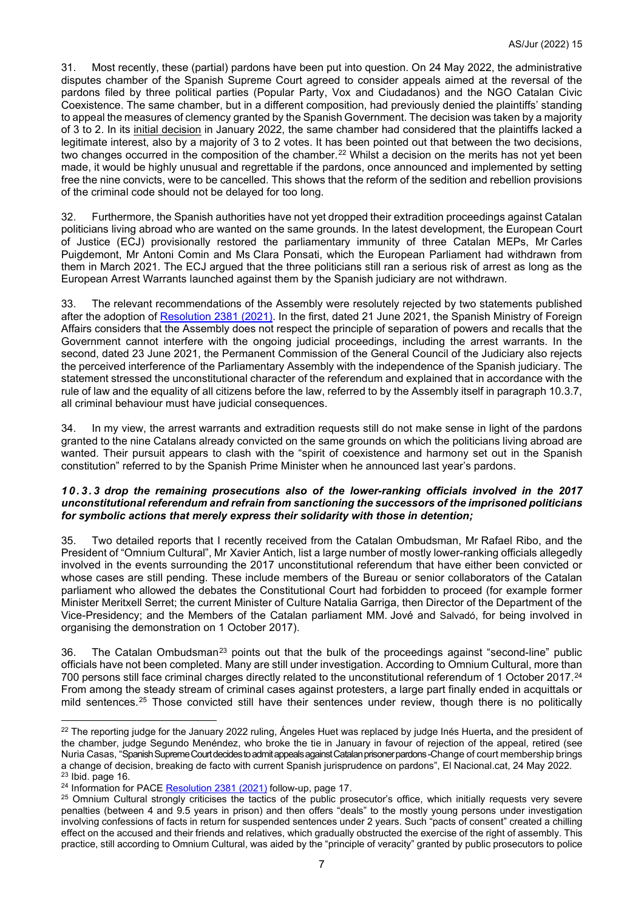31. Most recently, these (partial) pardons have been put into question. On 24 May 2022, the administrative disputes chamber of the Spanish Supreme Court agreed to consider appeals aimed at the reversal of the pardons filed by three political parties (Popular Party, Vox and Ciudadanos) and the NGO Catalan Civic Coexistence. The same chamber, but in a different composition, had previously denied the plaintiffs' standing to appeal the measures of clemency granted by the Spanish Government. The decision was taken by a majority of 3 to 2. In its initial decision in January 2022, the same chamber had considered that the plaintiffs lacked a legitimate interest, also by a majority of 3 to 2 votes. It has been pointed out that between the two decisions, two changes occurred in the composition of the chamber.[22] Whilst a decision on the merits has not yet been made, it would be highly unusual and regrettable if the pardons, once announced and implemented by setting free the nine convicts, were to be cancelled. This shows that the reform of the sedition and rebellion provisions of the criminal code should not be delayed for too long.

32. Furthermore, the Spanish authorities have not yet dropped their extradition proceedings against Catalan politicians living abroad who are wanted on the same grounds. In the latest development, the European Court of Justice (ECJ) provisionally restored the parliamentary immunity of three Catalan MEPs, Mr Carles Puigdemont, Mr Antoni Comin and Ms Clara Ponsati, which the European Parliament had withdrawn from them in March 2021. The ECJ argued that the three politicians still ran a serious risk of arrest as long as the European Arrest Warrants launched against them by the Spanish judiciary are not withdrawn.

33. The relevant recommendations of the Assembly were resolutely rejected by two statements published after the adoption of Resolution 2381 (2021). In the first, dated 21 June 2021, the Spanish Ministry of Foreign Affairs considers that the Assembly does not respect the principle of separation of powers and recalls that the Government cannot interfere with the ongoing judicial proceedings, including the arrest warrants. In the second, dated 23 June 2021, the Permanent Commission of the General Council of the Judiciary also rejects the perceived interference of the Parliamentary Assembly with the independence of the Spanish judiciary. The statement stressed the unconstitutional character of the referendum and explained that in accordance with the rule of law and the equality of all citizens before the law, referred to by the Assembly itself in paragraph 10.3.7, all criminal behaviour must have judicial consequences.

34. In my view, the arrest warrants and extradition requests still do not make sense in light of the pardons granted to the nine Catalans already convicted on the same grounds on which the politicians living abroad are wanted. Their pursuit appears to clash with the "spirit of coexistence and harmony set out in the Spanish constitution" referred to by the Spanish Prime Minister when he announced last year's pardons.

***10.3.3 drop the remaining prosecutions also of the lower-ranking officials involved in the 2017 unconstitutional referendum and refrain from sanctioning the successors of the imprisoned politicians for symbolic actions that merely express their solidarity with those in detention;***

35. Two detailed reports that I recently received from the Catalan Ombudsman, Mr Rafael Ribo, and the President of "Omnium Cultural", Mr Xavier Antich, list a large number of mostly lower-ranking officials allegedly involved in the events surrounding the 2017 unconstitutional referendum that have either been convicted or whose cases are still pending. These include members of the Bureau or senior collaborators of the Catalan parliament who allowed the debates the Constitutional Court had forbidden to proceed (for example former Minister Meritxell Serret; the current Minister of Culture Natalia Garriga, then Director of the Department of the Vice-Presidency; and the Members of the Catalan parliament MM. Jové and Salvadó, for being involved in organising the demonstration on 1 October 2017).

36. The Catalan Ombudsman[23] points out that the bulk of the proceedings against "second-line" public officials have not been completed. Many are still under investigation. According to Omnium Cultural, more than 700 persons still face criminal charges directly related to the unconstitutional referendum of 1 October 2017.[24] From among the steady stream of criminal cases against protesters, a large part finally ended in acquittals or mild sentences.[25] Those convicted still have their sentences under review, though there is no politically

---

[22] The reporting judge for the January 2022 ruling, Ángeles Huet was replaced by judge Inés Huerta, and the president of the chamber, judge Segundo Menéndez, who broke the tie in January in favour of rejection of the appeal, retired (see Nuria Casas, "Spanish Supreme Court decides to admit appeals against Catalan prisoner pardons -Change of court membership brings a change of decision, breaking de facto with current Spanish jurisprudence on pardons", El Nacional.cat, 24 May 2022.

[23] Ibid. page 16.

[24] Information for PACE Resolution 2381 (2021) follow-up, page 17.

[25] Omnium Cultural strongly criticises the tactics of the public prosecutor's office, which initially requests very severe penalties (between 4 and 9.5 years in prison) and then offers "deals" to the mostly young persons under investigation involving confessions of facts in return for suspended sentences under 2 years. Such "pacts of consent" created a chilling effect on the accused and their friends and relatives, which gradually obstructed the exercise of the right of assembly. This practice, still according to Omnium Cultural, was aided by the "principle of veracity" granted by public prosecutors to police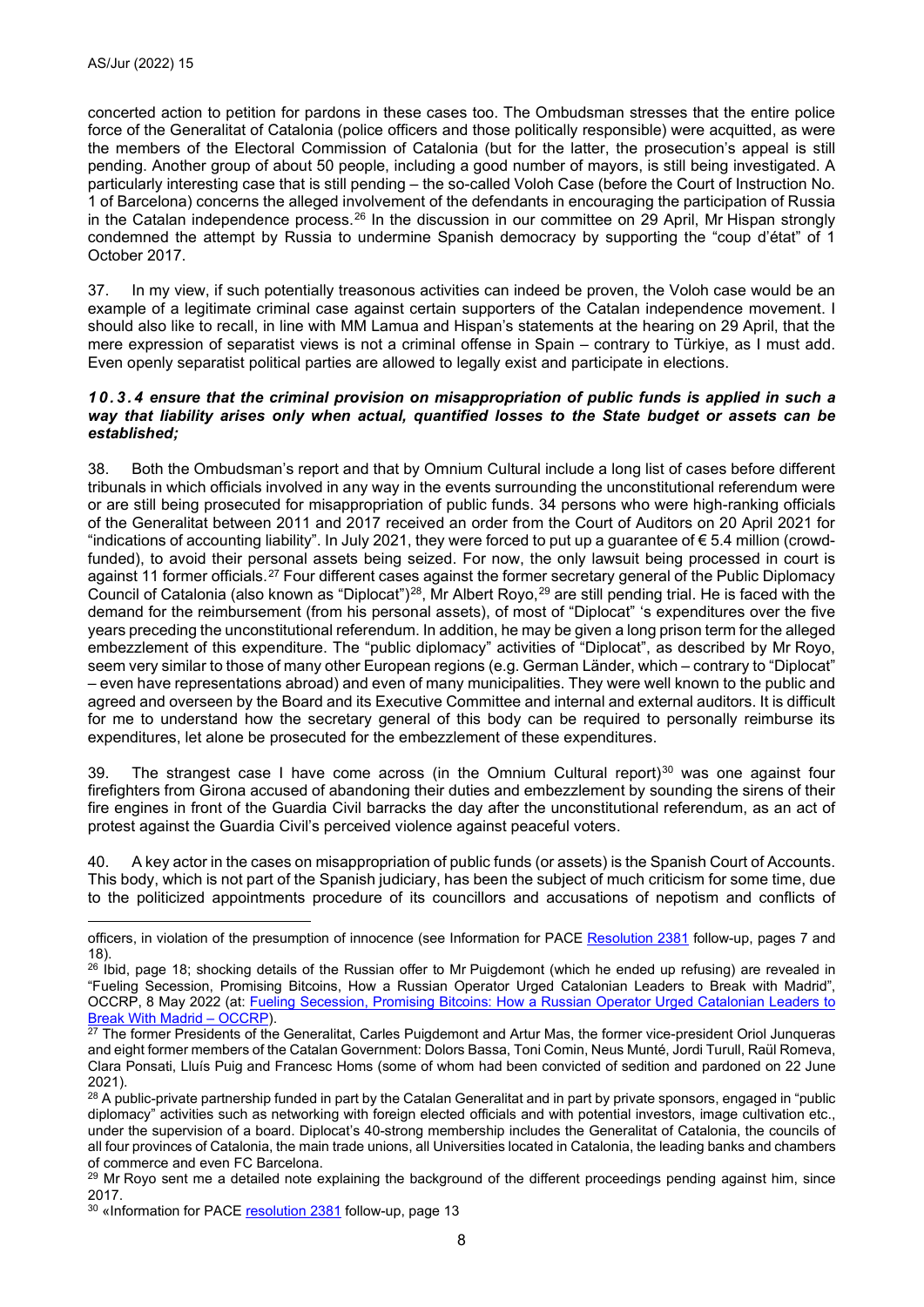concerted action to petition for pardons in these cases too. The Ombudsman stresses that the entire police force of the Generalitat of Catalonia (police officers and those politically responsible) were acquitted, as were the members of the Electoral Commission of Catalonia (but for the latter, the prosecution's appeal is still pending. Another group of about 50 people, including a good number of mayors, is still being investigated. A particularly interesting case that is still pending – the so-called Voloh Case (before the Court of Instruction No. 1 of Barcelona) concerns the alleged involvement of the defendants in encouraging the participation of Russia in the Catalan independence process.[26] In the discussion in our committee on 29 April, Mr Hispan strongly condemned the attempt by Russia to undermine Spanish democracy by supporting the "coup d'état" of 1 October 2017.

37. In my view, if such potentially treasonous activities can indeed be proven, the Voloh case would be an example of a legitimate criminal case against certain supporters of the Catalan independence movement. I should also like to recall, in line with MM Lamua and Hispan's statements at the hearing on 29 April, that the mere expression of separatist views is not a criminal offense in Spain – contrary to Türkiye, as I must add. Even openly separatist political parties are allowed to legally exist and participate in elections.

#### *10.3.4 ensure that the criminal provision on misappropriation of public funds is applied in such a way that liability arises only when actual, quantified losses to the State budget or assets can be established;*

38. Both the Ombudsman's report and that by Omnium Cultural include a long list of cases before different tribunals in which officials involved in any way in the events surrounding the unconstitutional referendum were or are still being prosecuted for misappropriation of public funds. 34 persons who were high-ranking officials of the Generalitat between 2011 and 2017 received an order from the Court of Auditors on 20 April 2021 for "indications of accounting liability". In July 2021, they were forced to put up a guarantee of € 5.4 million (crowd-funded), to avoid their personal assets being seized. For now, the only lawsuit being processed in court is against 11 former officials.[27] Four different cases against the former secretary general of the Public Diplomacy Council of Catalonia (also known as "Diplocat")[28], Mr Albert Royo,[29] are still pending trial. He is faced with the demand for the reimbursement (from his personal assets), of most of "Diplocat" 's expenditures over the five years preceding the unconstitutional referendum. In addition, he may be given a long prison term for the alleged embezzlement of this expenditure. The "public diplomacy" activities of "Diplocat", as described by Mr Royo, seem very similar to those of many other European regions (e.g. German Länder, which – contrary to "Diplocat" – even have representations abroad) and even of many municipalities. They were well known to the public and agreed and overseen by the Board and its Executive Committee and internal and external auditors. It is difficult for me to understand how the secretary general of this body can be required to personally reimburse its expenditures, let alone be prosecuted for the embezzlement of these expenditures.

39. The strangest case I have come across (in the Omnium Cultural report)[30] was one against four firefighters from Girona accused of abandoning their duties and embezzlement by sounding the sirens of their fire engines in front of the Guardia Civil barracks the day after the unconstitutional referendum, as an act of protest against the Guardia Civil's perceived violence against peaceful voters.

40. A key actor in the cases on misappropriation of public funds (or assets) is the Spanish Court of Accounts. This body, which is not part of the Spanish judiciary, has been the subject of much criticism for some time, due to the politicized appointments procedure of its councillors and accusations of nepotism and conflicts of

---

officers, in violation of the presumption of innocence (see Information for PACE Resolution 2381 follow-up, pages 7 and 18).

[26] Ibid, page 18; shocking details of the Russian offer to Mr Puigdemont (which he ended up refusing) are revealed in "Fueling Secession, Promising Bitcoins, How a Russian Operator Urged Catalonian Leaders to Break with Madrid", OCCRP, 8 May 2022 (at: Fueling Secession, Promising Bitcoins: How a Russian Operator Urged Catalonian Leaders to Break With Madrid – OCCRP).

[27] The former Presidents of the Generalitat, Carles Puigdemont and Artur Mas, the former vice-president Oriol Junqueras and eight former members of the Catalan Government: Dolors Bassa, Toni Comin, Neus Munté, Jordi Turull, Raül Romeva, Clara Ponsati, Lluís Puig and Francesc Homs (some of whom had been convicted of sedition and pardoned on 22 June 2021).

[28] A public-private partnership funded in part by the Catalan Generalitat and in part by private sponsors, engaged in "public diplomacy" activities such as networking with foreign elected officials and with potential investors, image cultivation etc., under the supervision of a board. Diplocat's 40-strong membership includes the Generalitat of Catalonia, the councils of all four provinces of Catalonia, the main trade unions, all Universities located in Catalonia, the leading banks and chambers of commerce and even FC Barcelona.

[29] Mr Royo sent me a detailed note explaining the background of the different proceedings pending against him, since 2017.

[30] «Information for PACE resolution 2381 follow-up, page 13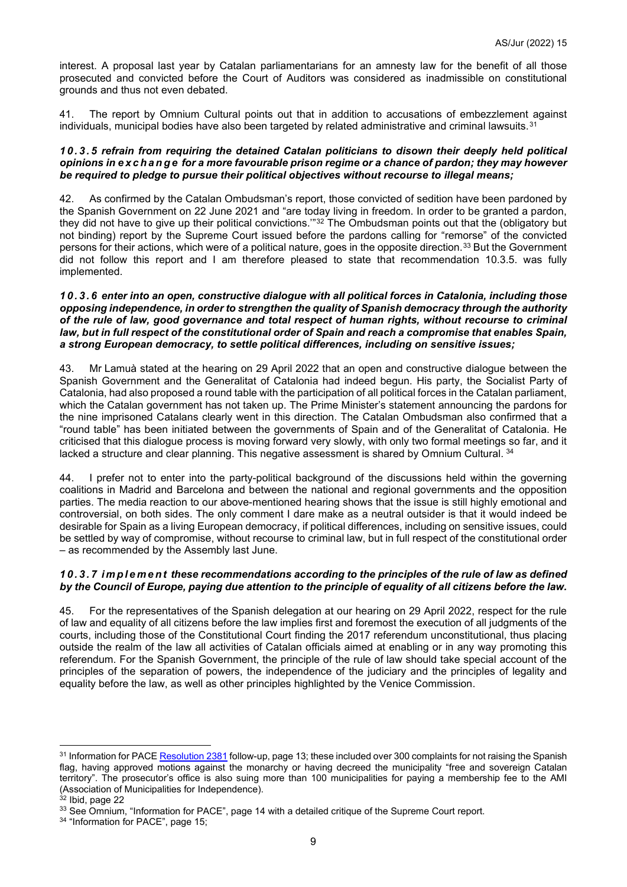interest. A proposal last year by Catalan parliamentarians for an amnesty law for the benefit of all those prosecuted and convicted before the Court of Auditors was considered as inadmissible on constitutional grounds and thus not even debated.

41. The report by Omnium Cultural points out that in addition to accusations of embezzlement against individuals, municipal bodies have also been targeted by related administrative and criminal lawsuits.[31]

***10.3.5 refrain from requiring the detained Catalan politicians to disown their deeply held political opinions in exchange for a more favourable prison regime or a chance of pardon; they may however be required to pledge to pursue their political objectives without recourse to illegal means;***

42. As confirmed by the Catalan Ombudsman's report, those convicted of sedition have been pardoned by the Spanish Government on 22 June 2021 and "are today living in freedom. In order to be granted a pardon, they did not have to give up their political convictions.'"[32] The Ombudsman points out that the (obligatory but not binding) report by the Supreme Court issued before the pardons calling for "remorse" of the convicted persons for their actions, which were of a political nature, goes in the opposite direction.[33] But the Government did not follow this report and I am therefore pleased to state that recommendation 10.3.5. was fully implemented.

***10.3.6 enter into an open, constructive dialogue with all political forces in Catalonia, including those opposing independence, in order to strengthen the quality of Spanish democracy through the authority of the rule of law, good governance and total respect of human rights, without recourse to criminal law, but in full respect of the constitutional order of Spain and reach a compromise that enables Spain, a strong European democracy, to settle political differences, including on sensitive issues;***

43. Mr Lamuà stated at the hearing on 29 April 2022 that an open and constructive dialogue between the Spanish Government and the Generalitat of Catalonia had indeed begun. His party, the Socialist Party of Catalonia, had also proposed a round table with the participation of all political forces in the Catalan parliament, which the Catalan government has not taken up. The Prime Minister's statement announcing the pardons for the nine imprisoned Catalans clearly went in this direction. The Catalan Ombudsman also confirmed that a "round table" has been initiated between the governments of Spain and of the Generalitat of Catalonia. He criticised that this dialogue process is moving forward very slowly, with only two formal meetings so far, and it lacked a structure and clear planning. This negative assessment is shared by Omnium Cultural.[34]

44. I prefer not to enter into the party-political background of the discussions held within the governing coalitions in Madrid and Barcelona and between the national and regional governments and the opposition parties. The media reaction to our above-mentioned hearing shows that the issue is still highly emotional and controversial, on both sides. The only comment I dare make as a neutral outsider is that it would indeed be desirable for Spain as a living European democracy, if political differences, including on sensitive issues, could be settled by way of compromise, without recourse to criminal law, but in full respect of the constitutional order – as recommended by the Assembly last June.

***10.3.7 implement these recommendations according to the principles of the rule of law as defined by the Council of Europe, paying due attention to the principle of equality of all citizens before the law.***

45. For the representatives of the Spanish delegation at our hearing on 29 April 2022, respect for the rule of law and equality of all citizens before the law implies first and foremost the execution of all judgments of the courts, including those of the Constitutional Court finding the 2017 referendum unconstitutional, thus placing outside the realm of the law all activities of Catalan officials aimed at enabling or in any way promoting this referendum. For the Spanish Government, the principle of the rule of law should take special account of the principles of the separation of powers, the independence of the judiciary and the principles of legality and equality before the law, as well as other principles highlighted by the Venice Commission.

---

[31] Information for PACE Resolution 2381 follow-up, page 13; these included over 300 complaints for not raising the Spanish flag, having approved motions against the monarchy or having decreed the municipality "free and sovereign Catalan territory". The prosecutor's office is also suing more than 100 municipalities for paying a membership fee to the AMI (Association of Municipalities for Independence).

[32] Ibid, page 22

[33] See Omnium, "Information for PACE", page 14 with a detailed critique of the Supreme Court report.

[34] "Information for PACE", page 15;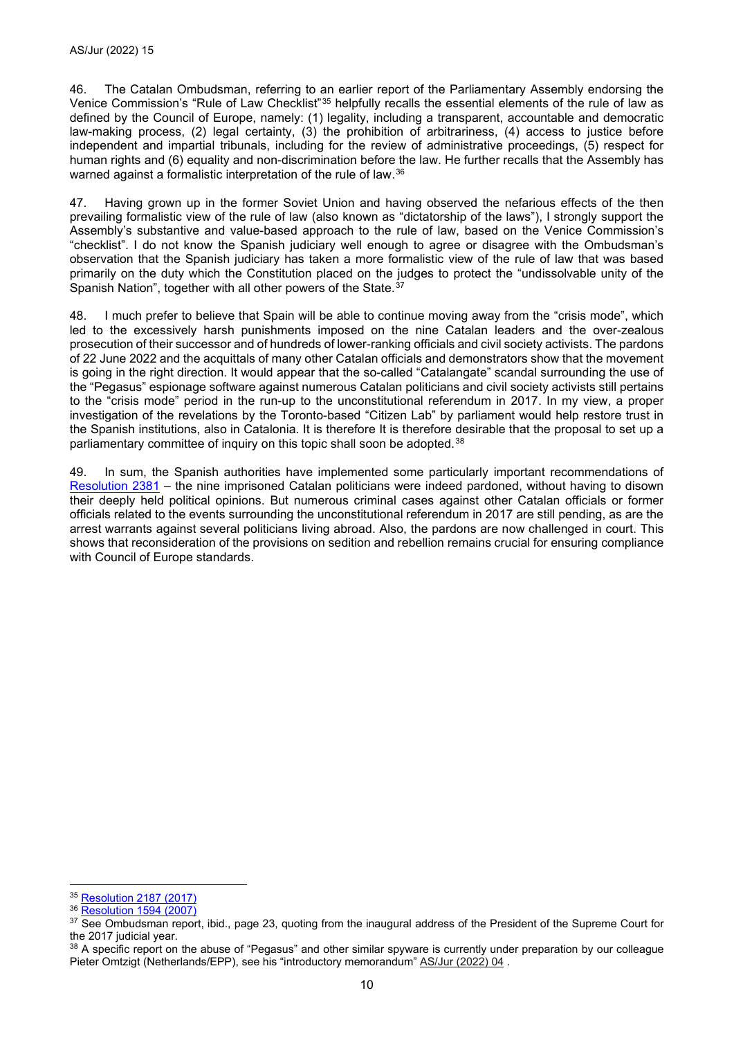46. The Catalan Ombudsman, referring to an earlier report of the Parliamentary Assembly endorsing the Venice Commission's "Rule of Law Checklist"[35] helpfully recalls the essential elements of the rule of law as defined by the Council of Europe, namely: (1) legality, including a transparent, accountable and democratic law-making process, (2) legal certainty, (3) the prohibition of arbitrariness, (4) access to justice before independent and impartial tribunals, including for the review of administrative proceedings, (5) respect for human rights and (6) equality and non-discrimination before the law. He further recalls that the Assembly has warned against a formalistic interpretation of the rule of law.[36]

47. Having grown up in the former Soviet Union and having observed the nefarious effects of the then prevailing formalistic view of the rule of law (also known as "dictatorship of the laws"), I strongly support the Assembly's substantive and value-based approach to the rule of law, based on the Venice Commission's "checklist". I do not know the Spanish judiciary well enough to agree or disagree with the Ombudsman's observation that the Spanish judiciary has taken a more formalistic view of the rule of law that was based primarily on the duty which the Constitution placed on the judges to protect the "undissolvable unity of the Spanish Nation", together with all other powers of the State.[37]

48. I much prefer to believe that Spain will be able to continue moving away from the "crisis mode", which led to the excessively harsh punishments imposed on the nine Catalan leaders and the over-zealous prosecution of their successor and of hundreds of lower-ranking officials and civil society activists. The pardons of 22 June 2022 and the acquittals of many other Catalan officials and demonstrators show that the movement is going in the right direction. It would appear that the so-called "Catalangate" scandal surrounding the use of the "Pegasus" espionage software against numerous Catalan politicians and civil society activists still pertains to the "crisis mode" period in the run-up to the unconstitutional referendum in 2017. In my view, a proper investigation of the revelations by the Toronto-based "Citizen Lab" by parliament would help restore trust in the Spanish institutions, also in Catalonia. It is therefore It is therefore desirable that the proposal to set up a parliamentary committee of inquiry on this topic shall soon be adopted.[38]

49. In sum, the Spanish authorities have implemented some particularly important recommendations of Resolution 2381 – the nine imprisoned Catalan politicians were indeed pardoned, without having to disown their deeply held political opinions. But numerous criminal cases against other Catalan officials or former officials related to the events surrounding the unconstitutional referendum in 2017 are still pending, as are the arrest warrants against several politicians living abroad. Also, the pardons are now challenged in court. This shows that reconsideration of the provisions on sedition and rebellion remains crucial for ensuring compliance with Council of Europe standards.

---

[35] Resolution 2187 (2017)

[36] Resolution 1594 (2007)

[37] See Ombudsman report, ibid., page 23, quoting from the inaugural address of the President of the Supreme Court for the 2017 judicial year.

[38] A specific report on the abuse of "Pegasus" and other similar spyware is currently under preparation by our colleague Pieter Omtzigt (Netherlands/EPP), see his "introductory memorandum" AS/Jur (2022) 04 .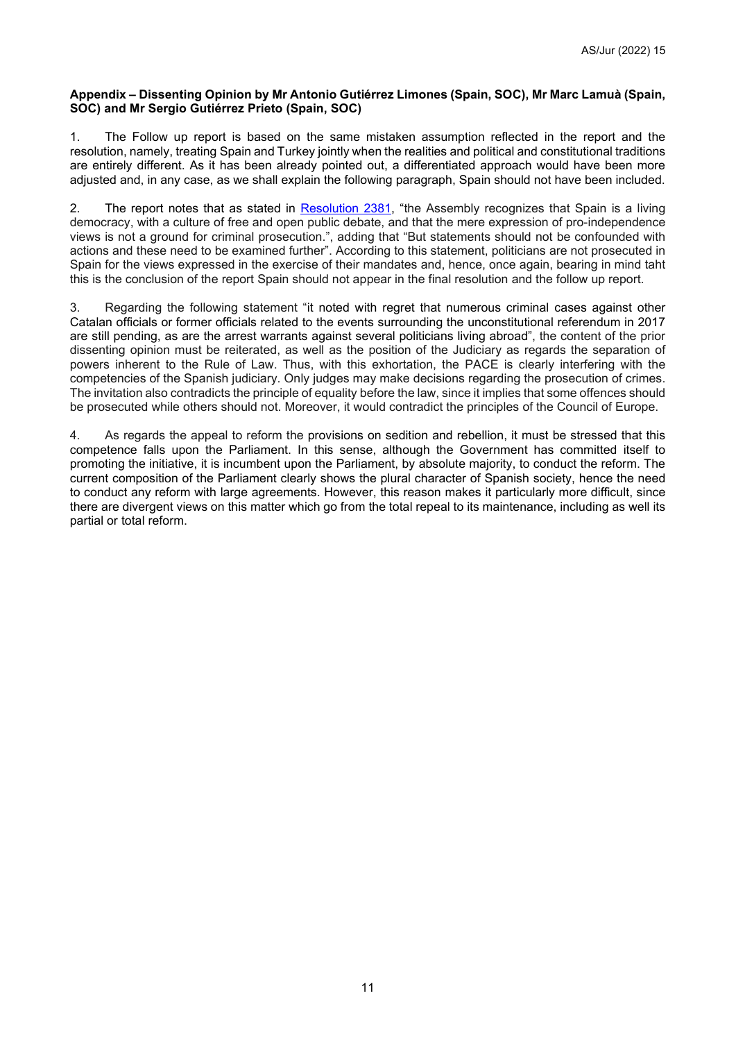**Appendix – Dissenting Opinion by Mr Antonio Gutiérrez Limones (Spain, SOC), Mr Marc Lamuà (Spain, SOC) and Mr Sergio Gutiérrez Prieto (Spain, SOC)**

1. The Follow up report is based on the same mistaken assumption reflected in the report and the resolution, namely, treating Spain and Turkey jointly when the realities and political and constitutional traditions are entirely different. As it has been already pointed out, a differentiated approach would have been more adjusted and, in any case, as we shall explain the following paragraph, Spain should not have been included.

2. The report notes that as stated in Resolution 2381, "the Assembly recognizes that Spain is a living democracy, with a culture of free and open public debate, and that the mere expression of pro-independence views is not a ground for criminal prosecution.", adding that "But statements should not be confounded with actions and these need to be examined further". According to this statement, politicians are not prosecuted in Spain for the views expressed in the exercise of their mandates and, hence, once again, bearing in mind taht this is the conclusion of the report Spain should not appear in the final resolution and the follow up report.

3. Regarding the following statement "it noted with regret that numerous criminal cases against other Catalan officials or former officials related to the events surrounding the unconstitutional referendum in 2017 are still pending, as are the arrest warrants against several politicians living abroad", the content of the prior dissenting opinion must be reiterated, as well as the position of the Judiciary as regards the separation of powers inherent to the Rule of Law. Thus, with this exhortation, the PACE is clearly interfering with the competencies of the Spanish judiciary. Only judges may make decisions regarding the prosecution of crimes. The invitation also contradicts the principle of equality before the law, since it implies that some offences should be prosecuted while others should not. Moreover, it would contradict the principles of the Council of Europe.

4. As regards the appeal to reform the provisions on sedition and rebellion, it must be stressed that this competence falls upon the Parliament. In this sense, although the Government has committed itself to promoting the initiative, it is incumbent upon the Parliament, by absolute majority, to conduct the reform. The current composition of the Parliament clearly shows the plural character of Spanish society, hence the need to conduct any reform with large agreements. However, this reason makes it particularly more difficult, since there are divergent views on this matter which go from the total repeal to its maintenance, including as well its partial or total reform.